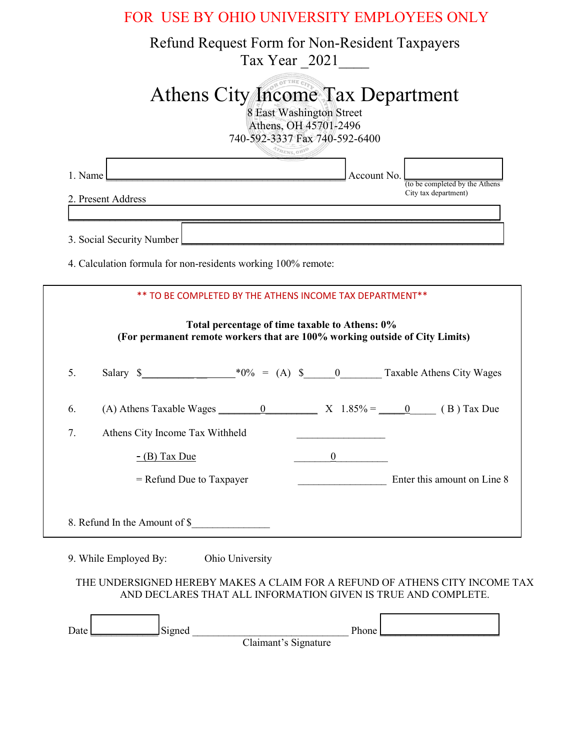FOR USE BY OHIO UNIVERSITY EMPLOYEES ONLY

Refund Request Form for Non-Resident Taxpayers
Tax Year _2021____

# Athens City Income Tax Department

8 East Washington Street
Athens, OH 45701-2496
740-592-3337 Fax 740-592-6400

1. Name ______________________________ Account No. ____________ (to be completed by the Athens City tax department)

2. Present Address
______________________________________________________________

3. Social Security Number ______________________________

4. Calculation formula for non-residents working 100% remote:

** TO BE COMPLETED BY THE ATHENS INCOME TAX DEPARTMENT**

**Total percentage of time taxable to Athens: 0%**
**(For permanent remote workers that are 100% working outside of City Limits)**

5. Salary $__________________*0% = (A) $______0________ Taxable Athens City Wages

6. (A) Athens Taxable Wages ________0__________ X 1.85% = _____0_____ ( B ) Tax Due

7. Athens City Income Tax Withheld _________________

- (B) Tax Due ________0__________

= Refund Due to Taxpayer _________________ Enter this amount on Line 8

8. Refund In the Amount of $_______________

9. While Employed By: Ohio University

THE UNDERSIGNED HEREBY MAKES A CLAIM FOR A REFUND OF ATHENS CITY INCOME TAX AND DECLARES THAT ALL INFORMATION GIVEN IS TRUE AND COMPLETE.

Date ____________ Signed ______________________________ Phone ____________________
Claimant's Signature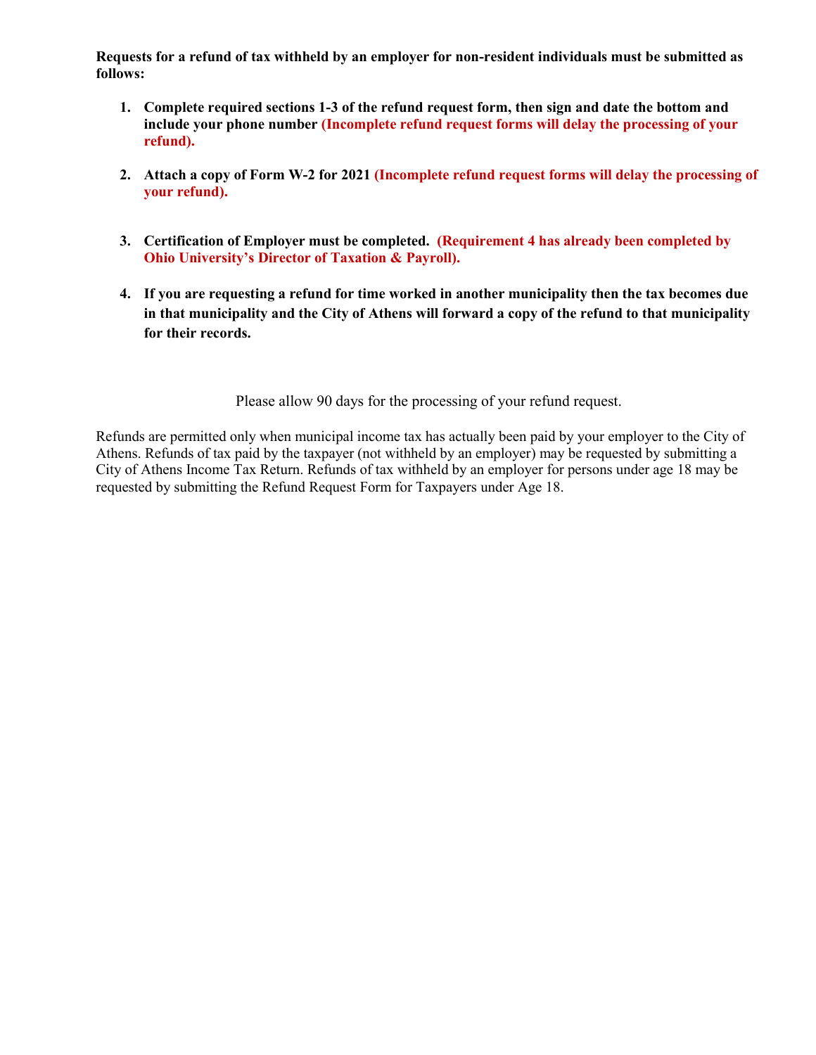**Requests for a refund of tax withheld by an employer for non-resident individuals must be submitted as follows:**

1. **Complete required sections 1-3 of the refund request form, then sign and date the bottom and include your phone number (Incomplete refund request forms will delay the processing of your refund).**

2. **Attach a copy of Form W-2 for 2021 (Incomplete refund request forms will delay the processing of your refund).**

3. **Certification of Employer must be completed. (Requirement 4 has already been completed by Ohio University's Director of Taxation & Payroll).**

4. **If you are requesting a refund for time worked in another municipality then the tax becomes due in that municipality and the City of Athens will forward a copy of the refund to that municipality for their records.**

Please allow 90 days for the processing of your refund request.

Refunds are permitted only when municipal income tax has actually been paid by your employer to the City of Athens. Refunds of tax paid by the taxpayer (not withheld by an employer) may be requested by submitting a City of Athens Income Tax Return. Refunds of tax withheld by an employer for persons under age 18 may be requested by submitting the Refund Request Form for Taxpayers under Age 18.